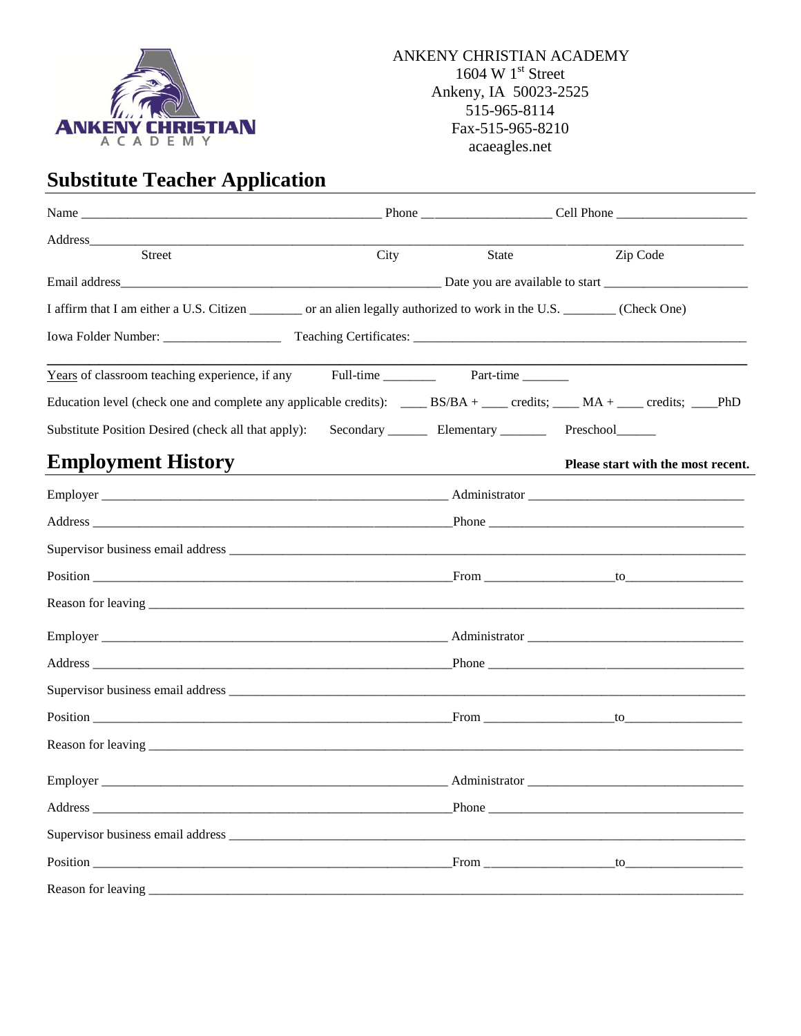ANKENY CHRISTIAN ACADEMY
1604 W 1st Street
Ankeny, IA 50023-2525
515-965-8114
Fax-515-965-8210
acaeagles.net

# Substitute Teacher Application

Name ______________________________________________ Phone ___________________ Cell Phone ____________________

Address_____________________________________________________________________________________________
Street City State Zip Code

Email address__________________________________________________ Date you are available to start ______________________

I affirm that I am either a U.S. Citizen ________ or an alien legally authorized to work in the U.S. ________ (Check One)

Iowa Folder Number: __________________ Teaching Certificates: ____________________________________________________

Years of classroom teaching experience, if any Full-time ________ Part-time _______

Education level (check one and complete any applicable credits): ____ BS/BA + ____ credits; ____ MA + ____ credits; ____PhD

Substitute Position Desired (check all that apply): Secondary ______ Elementary _______ Preschool______

## Employment History

**Please start with the most recent.**

Employer ______________________________________________________ Administrator ________________________________

Address _________________________________________________________Phone ________________________________________

Supervisor business email address __________________________________________________________________________________

Position _________________________________________________________From ___________________to__________________

Reason for leaving _________________________________________________________________________________________

Employer ______________________________________________________ Administrator ________________________________

Address _________________________________________________________Phone ________________________________________

Supervisor business email address __________________________________________________________________________________

Position _________________________________________________________From ___________________to__________________

Reason for leaving _________________________________________________________________________________________

Employer ______________________________________________________ Administrator ________________________________

Address _________________________________________________________Phone ________________________________________

Supervisor business email address __________________________________________________________________________________

Position _________________________________________________________From ___________________to__________________

Reason for leaving _________________________________________________________________________________________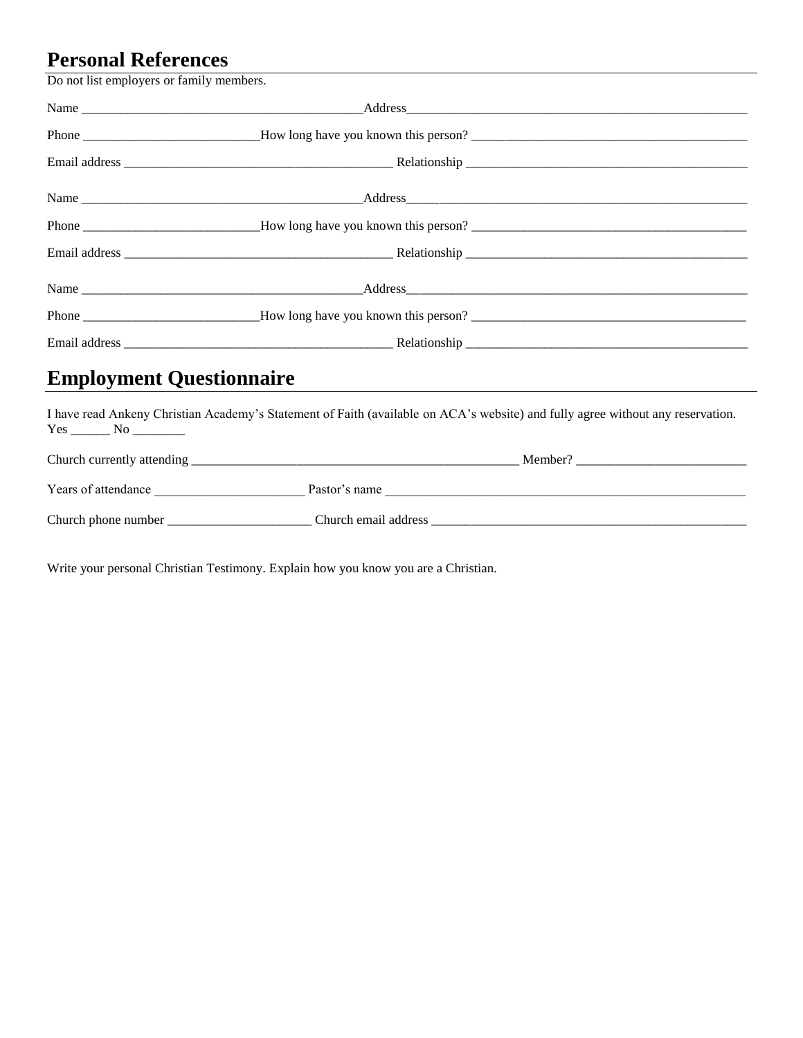## Personal References

Do not list employers or family members.

Name _____________________________________________ Address_____________________________________________________

Phone ___________________________ How long have you known this person? ___________________________________________

Email address _________________________________________ Relationship ____________________________________________

Name _____________________________________________ Address_____________________________________________________

Phone ___________________________ How long have you known this person? ___________________________________________

Email address _________________________________________ Relationship ____________________________________________

Name _____________________________________________ Address_____________________________________________________

Phone ___________________________ How long have you known this person? ___________________________________________

Email address _________________________________________ Relationship ____________________________________________

## Employment Questionnaire

I have read Ankeny Christian Academy's Statement of Faith (available on ACA's website) and fully agree without any reservation.
Yes ______ No ________

Church currently attending ____________________________________________________ Member? __________________________

Years of attendance _______________________ Pastor's name _________________________________________________________

Church phone number ______________________ Church email address __________________________________________________

Write your personal Christian Testimony. Explain how you know you are a Christian.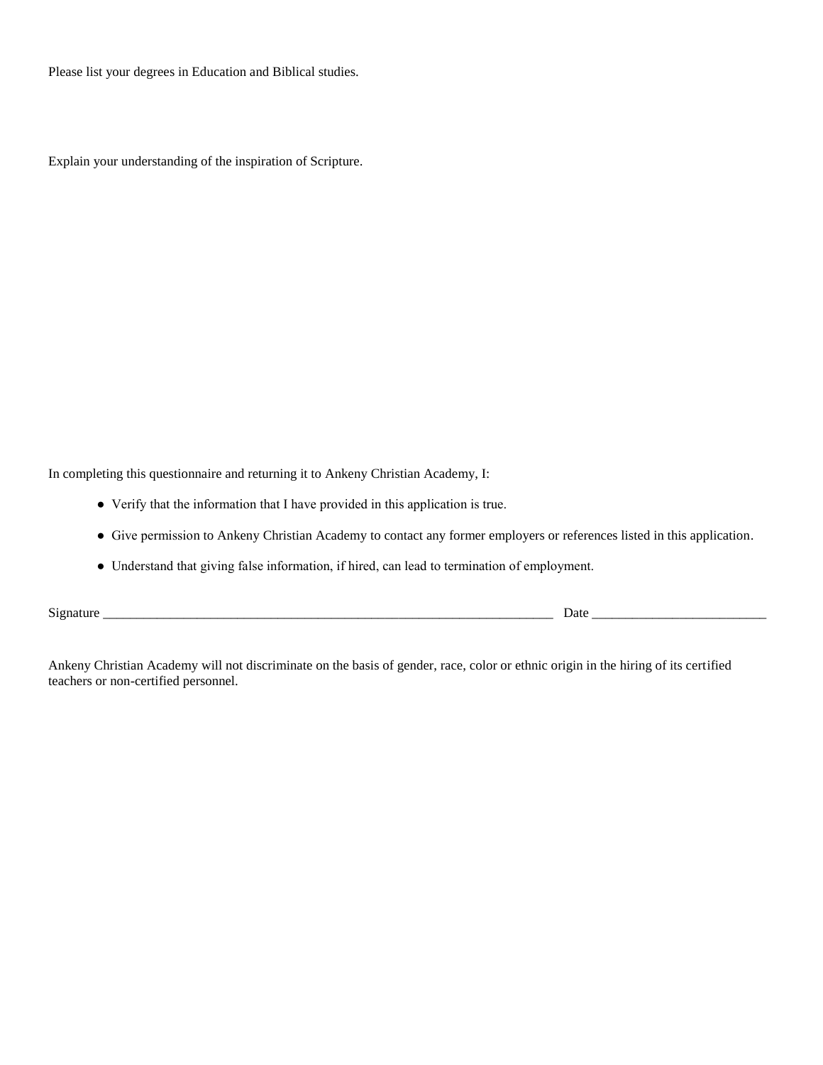Please list your degrees in Education and Biblical studies.

Explain your understanding of the inspiration of Scripture.

In completing this questionnaire and returning it to Ankeny Christian Academy, I:

- Verify that the information that I have provided in this application is true.
- Give permission to Ankeny Christian Academy to contact any former employers or references listed in this application.
- Understand that giving false information, if hired, can lead to termination of employment.

Signature ______________________________________________________________________ Date __________________________

Ankeny Christian Academy will not discriminate on the basis of gender, race, color or ethnic origin in the hiring of its certified teachers or non-certified personnel.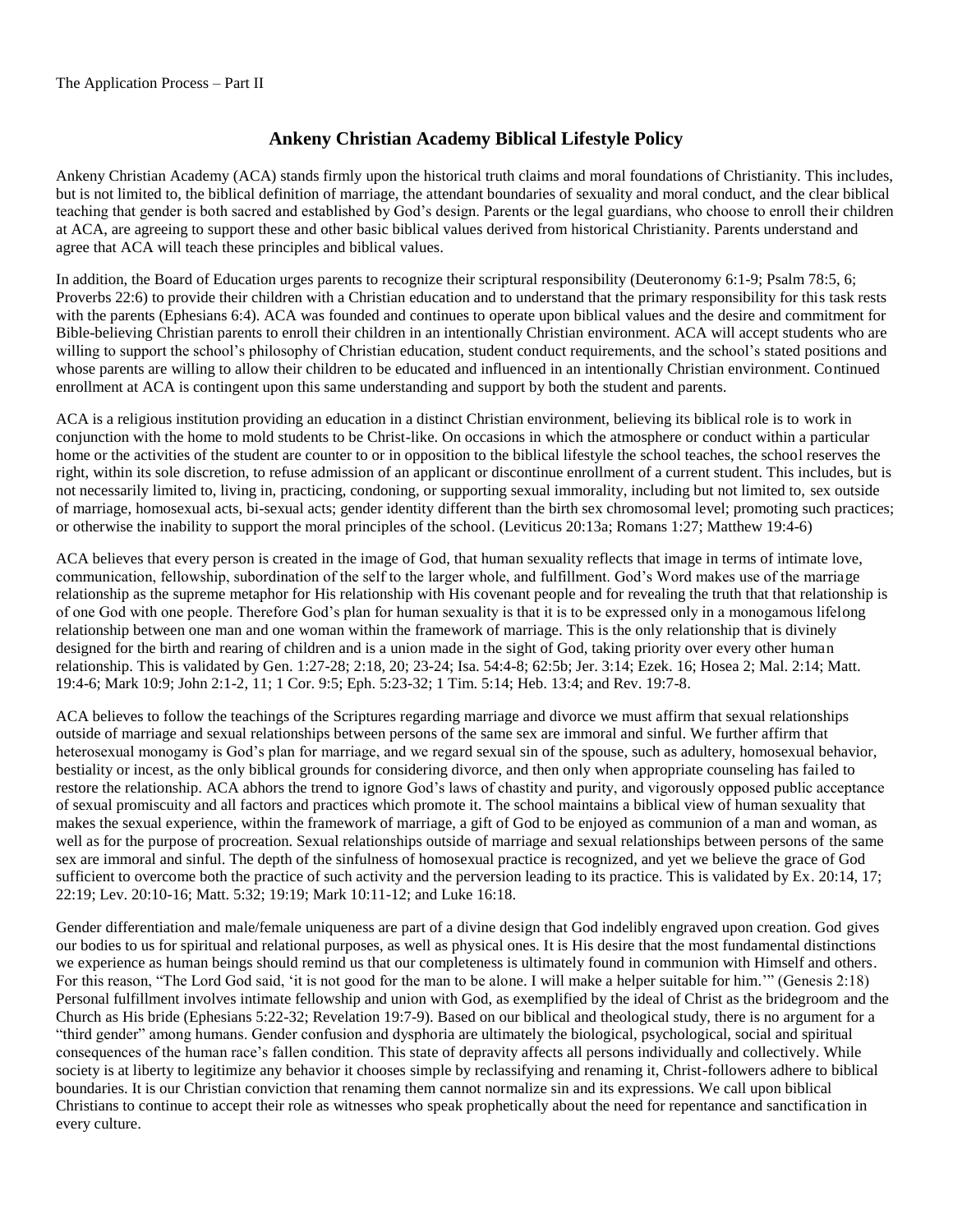The Application Process – Part II

## Ankeny Christian Academy Biblical Lifestyle Policy

Ankeny Christian Academy (ACA) stands firmly upon the historical truth claims and moral foundations of Christianity. This includes, but is not limited to, the biblical definition of marriage, the attendant boundaries of sexuality and moral conduct, and the clear biblical teaching that gender is both sacred and established by God's design. Parents or the legal guardians, who choose to enroll their children at ACA, are agreeing to support these and other basic biblical values derived from historical Christianity. Parents understand and agree that ACA will teach these principles and biblical values.

In addition, the Board of Education urges parents to recognize their scriptural responsibility (Deuteronomy 6:1-9; Psalm 78:5, 6; Proverbs 22:6) to provide their children with a Christian education and to understand that the primary responsibility for this task rests with the parents (Ephesians 6:4). ACA was founded and continues to operate upon biblical values and the desire and commitment for Bible-believing Christian parents to enroll their children in an intentionally Christian environment. ACA will accept students who are willing to support the school's philosophy of Christian education, student conduct requirements, and the school's stated positions and whose parents are willing to allow their children to be educated and influenced in an intentionally Christian environment. Continued enrollment at ACA is contingent upon this same understanding and support by both the student and parents.

ACA is a religious institution providing an education in a distinct Christian environment, believing its biblical role is to work in conjunction with the home to mold students to be Christ-like. On occasions in which the atmosphere or conduct within a particular home or the activities of the student are counter to or in opposition to the biblical lifestyle the school teaches, the school reserves the right, within its sole discretion, to refuse admission of an applicant or discontinue enrollment of a current student. This includes, but is not necessarily limited to, living in, practicing, condoning, or supporting sexual immorality, including but not limited to, sex outside of marriage, homosexual acts, bi-sexual acts; gender identity different than the birth sex chromosomal level; promoting such practices; or otherwise the inability to support the moral principles of the school. (Leviticus 20:13a; Romans 1:27; Matthew 19:4-6)

ACA believes that every person is created in the image of God, that human sexuality reflects that image in terms of intimate love, communication, fellowship, subordination of the self to the larger whole, and fulfillment. God's Word makes use of the marriage relationship as the supreme metaphor for His relationship with His covenant people and for revealing the truth that that relationship is of one God with one people. Therefore God's plan for human sexuality is that it is to be expressed only in a monogamous lifelong relationship between one man and one woman within the framework of marriage. This is the only relationship that is divinely designed for the birth and rearing of children and is a union made in the sight of God, taking priority over every other human relationship. This is validated by Gen. 1:27-28; 2:18, 20; 23-24; Isa. 54:4-8; 62:5b; Jer. 3:14; Ezek. 16; Hosea 2; Mal. 2:14; Matt. 19:4-6; Mark 10:9; John 2:1-2, 11; 1 Cor. 9:5; Eph. 5:23-32; 1 Tim. 5:14; Heb. 13:4; and Rev. 19:7-8.

ACA believes to follow the teachings of the Scriptures regarding marriage and divorce we must affirm that sexual relationships outside of marriage and sexual relationships between persons of the same sex are immoral and sinful. We further affirm that heterosexual monogamy is God's plan for marriage, and we regard sexual sin of the spouse, such as adultery, homosexual behavior, bestiality or incest, as the only biblical grounds for considering divorce, and then only when appropriate counseling has failed to restore the relationship. ACA abhors the trend to ignore God's laws of chastity and purity, and vigorously opposed public acceptance of sexual promiscuity and all factors and practices which promote it. The school maintains a biblical view of human sexuality that makes the sexual experience, within the framework of marriage, a gift of God to be enjoyed as communion of a man and woman, as well as for the purpose of procreation. Sexual relationships outside of marriage and sexual relationships between persons of the same sex are immoral and sinful. The depth of the sinfulness of homosexual practice is recognized, and yet we believe the grace of God sufficient to overcome both the practice of such activity and the perversion leading to its practice. This is validated by Ex. 20:14, 17; 22:19; Lev. 20:10-16; Matt. 5:32; 19:19; Mark 10:11-12; and Luke 16:18.

Gender differentiation and male/female uniqueness are part of a divine design that God indelibly engraved upon creation. God gives our bodies to us for spiritual and relational purposes, as well as physical ones. It is His desire that the most fundamental distinctions we experience as human beings should remind us that our completeness is ultimately found in communion with Himself and others. For this reason, "The Lord God said, 'it is not good for the man to be alone. I will make a helper suitable for him.'" (Genesis 2:18) Personal fulfillment involves intimate fellowship and union with God, as exemplified by the ideal of Christ as the bridegroom and the Church as His bride (Ephesians 5:22-32; Revelation 19:7-9). Based on our biblical and theological study, there is no argument for a "third gender" among humans. Gender confusion and dysphoria are ultimately the biological, psychological, social and spiritual consequences of the human race's fallen condition. This state of depravity affects all persons individually and collectively. While society is at liberty to legitimize any behavior it chooses simple by reclassifying and renaming it, Christ-followers adhere to biblical boundaries. It is our Christian conviction that renaming them cannot normalize sin and its expressions. We call upon biblical Christians to continue to accept their role as witnesses who speak prophetically about the need for repentance and sanctification in every culture.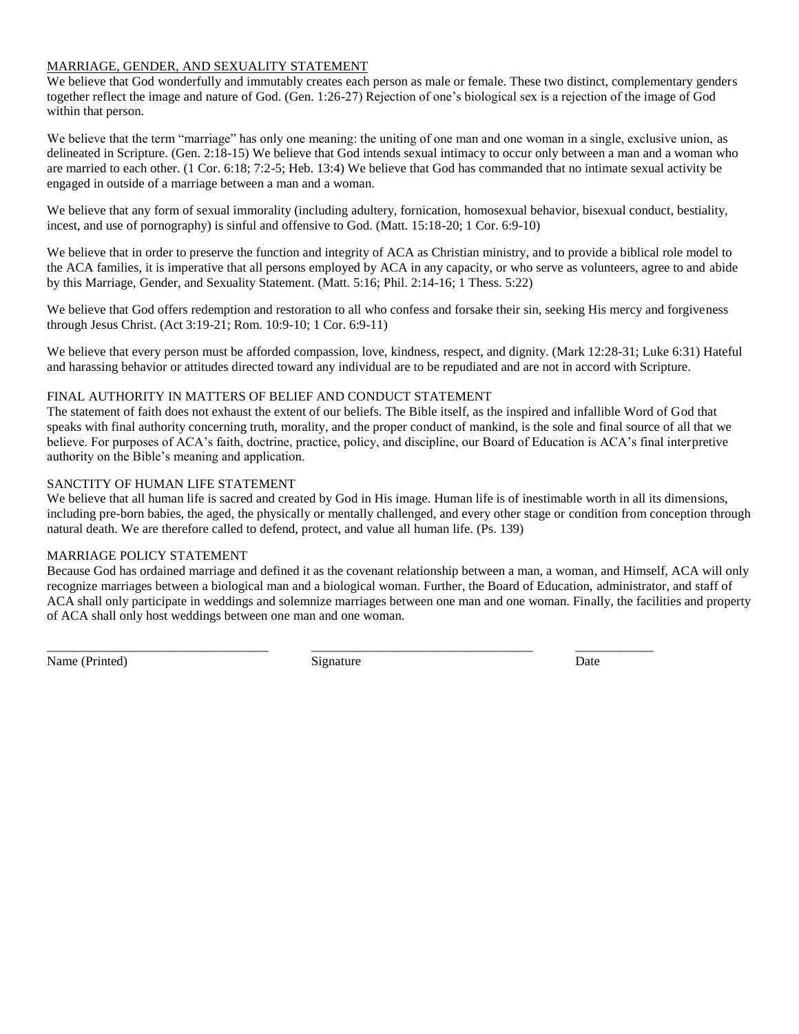## MARRIAGE, GENDER, AND SEXUALITY STATEMENT

We believe that God wonderfully and immutably creates each person as male or female. These two distinct, complementary genders together reflect the image and nature of God. (Gen. 1:26-27) Rejection of one's biological sex is a rejection of the image of God within that person.

We believe that the term "marriage" has only one meaning: the uniting of one man and one woman in a single, exclusive union, as delineated in Scripture. (Gen. 2:18-15) We believe that God intends sexual intimacy to occur only between a man and a woman who are married to each other. (1 Cor. 6:18; 7:2-5; Heb. 13:4) We believe that God has commanded that no intimate sexual activity be engaged in outside of a marriage between a man and a woman.

We believe that any form of sexual immorality (including adultery, fornication, homosexual behavior, bisexual conduct, bestiality, incest, and use of pornography) is sinful and offensive to God. (Matt. 15:18-20; 1 Cor. 6:9-10)

We believe that in order to preserve the function and integrity of ACA as Christian ministry, and to provide a biblical role model to the ACA families, it is imperative that all persons employed by ACA in any capacity, or who serve as volunteers, agree to and abide by this Marriage, Gender, and Sexuality Statement. (Matt. 5:16; Phil. 2:14-16; 1 Thess. 5:22)

We believe that God offers redemption and restoration to all who confess and forsake their sin, seeking His mercy and forgiveness through Jesus Christ. (Act 3:19-21; Rom. 10:9-10; 1 Cor. 6:9-11)

We believe that every person must be afforded compassion, love, kindness, respect, and dignity. (Mark 12:28-31; Luke 6:31) Hateful and harassing behavior or attitudes directed toward any individual are to be repudiated and are not in accord with Scripture.

## FINAL AUTHORITY IN MATTERS OF BELIEF AND CONDUCT STATEMENT

The statement of faith does not exhaust the extent of our beliefs. The Bible itself, as the inspired and infallible Word of God that speaks with final authority concerning truth, morality, and the proper conduct of mankind, is the sole and final source of all that we believe. For purposes of ACA's faith, doctrine, practice, policy, and discipline, our Board of Education is ACA's final interpretive authority on the Bible's meaning and application.

## SANCTITY OF HUMAN LIFE STATEMENT

We believe that all human life is sacred and created by God in His image. Human life is of inestimable worth in all its dimensions, including pre-born babies, the aged, the physically or mentally challenged, and every other stage or condition from conception through natural death. We are therefore called to defend, protect, and value all human life. (Ps. 139)

## MARRIAGE POLICY STATEMENT

Because God has ordained marriage and defined it as the covenant relationship between a man, a woman, and Himself, ACA will only recognize marriages between a biological man and a biological woman. Further, the Board of Education, administrator, and staff of ACA shall only participate in weddings and solemnize marriages between one man and one woman. Finally, the facilities and property of ACA shall only host weddings between one man and one woman.

_________________________________ _________________________________ ____________

Name (Printed) Signature Date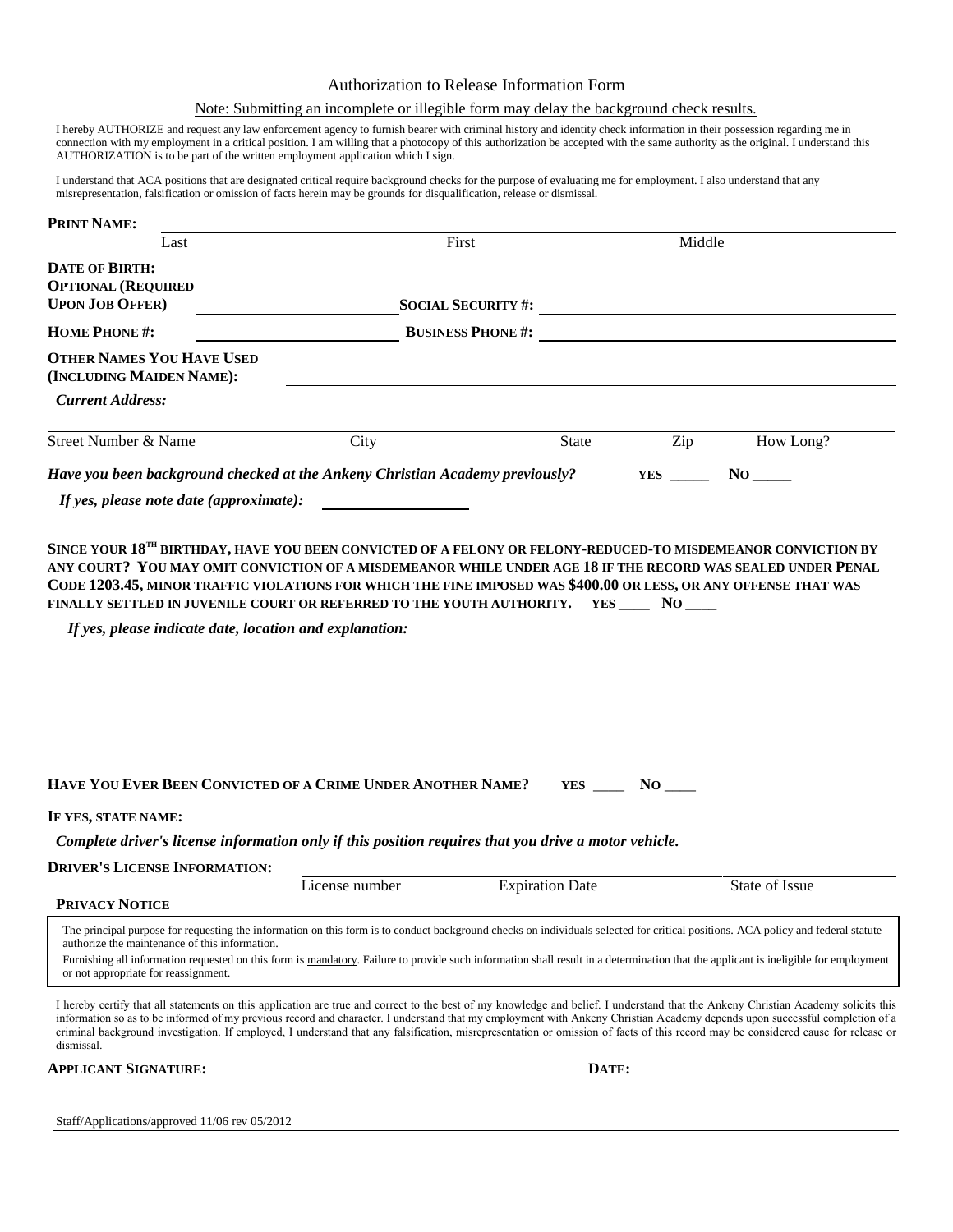# Authorization to Release Information Form

Note: Submitting an incomplete or illegible form may delay the background check results.

I hereby AUTHORIZE and request any law enforcement agency to furnish bearer with criminal history and identity check information in their possession regarding me in connection with my employment in a critical position. I am willing that a photocopy of this authorization be accepted with the same authority as the original. I understand this AUTHORIZATION is to be part of the written employment application which I sign.

I understand that ACA positions that are designated critical require background checks for the purpose of evaluating me for employment. I also understand that any misrepresentation, falsification or omission of facts herein may be grounds for disqualification, release or dismissal.

**PRINT NAME:** ______________________________________________

Last First Middle

**DATE OF BIRTH: OPTIONAL (REQUIRED UPON JOB OFFER)** ____________________ **SOCIAL SECURITY #:** ____________________

**HOME PHONE #:** ____________________ **BUSINESS PHONE #:** ____________________

**OTHER NAMES YOU HAVE USED (INCLUDING MAIDEN NAME):** ______________________________

***Current Address:***

______________________________________________

Street Number & Name City State Zip How Long?

***Have you been background checked at the Ankeny Christian Academy previously?*** **YES** _____ **NO** _____

***If yes, please note date (approximate):*** ____________________

**SINCE YOUR 18TH BIRTHDAY, HAVE YOU BEEN CONVICTED OF A FELONY OR FELONY-REDUCED-TO MISDEMEANOR CONVICTION BY ANY COURT? YOU MAY OMIT CONVICTION OF A MISDEMEANOR WHILE UNDER AGE 18 IF THE RECORD WAS SEALED UNDER PENAL CODE 1203.45, MINOR TRAFFIC VIOLATIONS FOR WHICH THE FINE IMPOSED WAS $400.00 OR LESS, OR ANY OFFENSE THAT WAS FINALLY SETTLED IN JUVENILE COURT OR REFERRED TO THE YOUTH AUTHORITY.** **YES** ____ **NO** ____

***If yes, please indicate date, location and explanation:***

**HAVE YOU EVER BEEN CONVICTED OF A CRIME UNDER ANOTHER NAME?** **YES** ____ **NO** ____

**IF YES, STATE NAME:**

***Complete driver's license information only if this position requires that you drive a motor vehicle.***

**DRIVER'S LICENSE INFORMATION:** ______________________________________________

License number Expiration Date State of Issue

**PRIVACY NOTICE**

The principal purpose for requesting the information on this form is to conduct background checks on individuals selected for critical positions. ACA policy and federal statute authorize the maintenance of this information.

Furnishing all information requested on this form is mandatory. Failure to provide such information shall result in a determination that the applicant is ineligible for employment or not appropriate for reassignment.

I hereby certify that all statements on this application are true and correct to the best of my knowledge and belief. I understand that the Ankeny Christian Academy solicits this information so as to be informed of my previous record and character. I understand that my employment with Ankeny Christian Academy depends upon successful completion of a criminal background investigation. If employed, I understand that any falsification, misrepresentation or omission of facts of this record may be considered cause for release or dismissal.

**APPLICANT SIGNATURE:** ______________________________ **DATE:** ____________________

Staff/Applications/approved 11/06 rev 05/2012